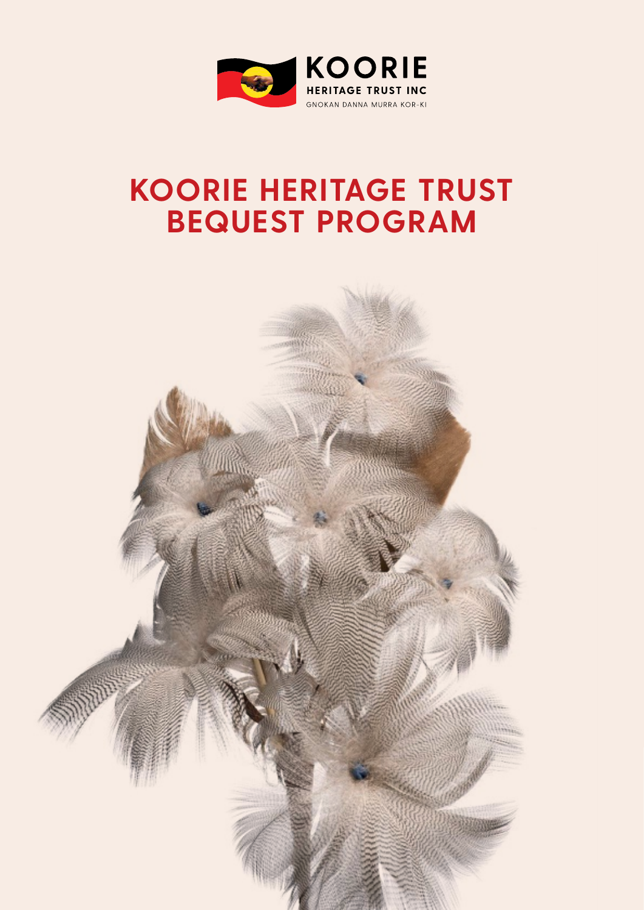KOORIE

HERITAGE TRUST INC

GNOKAN DANNA MURRA KOR-KI

# KOORIE HERITAGE TRUST BEQUEST PROGRAM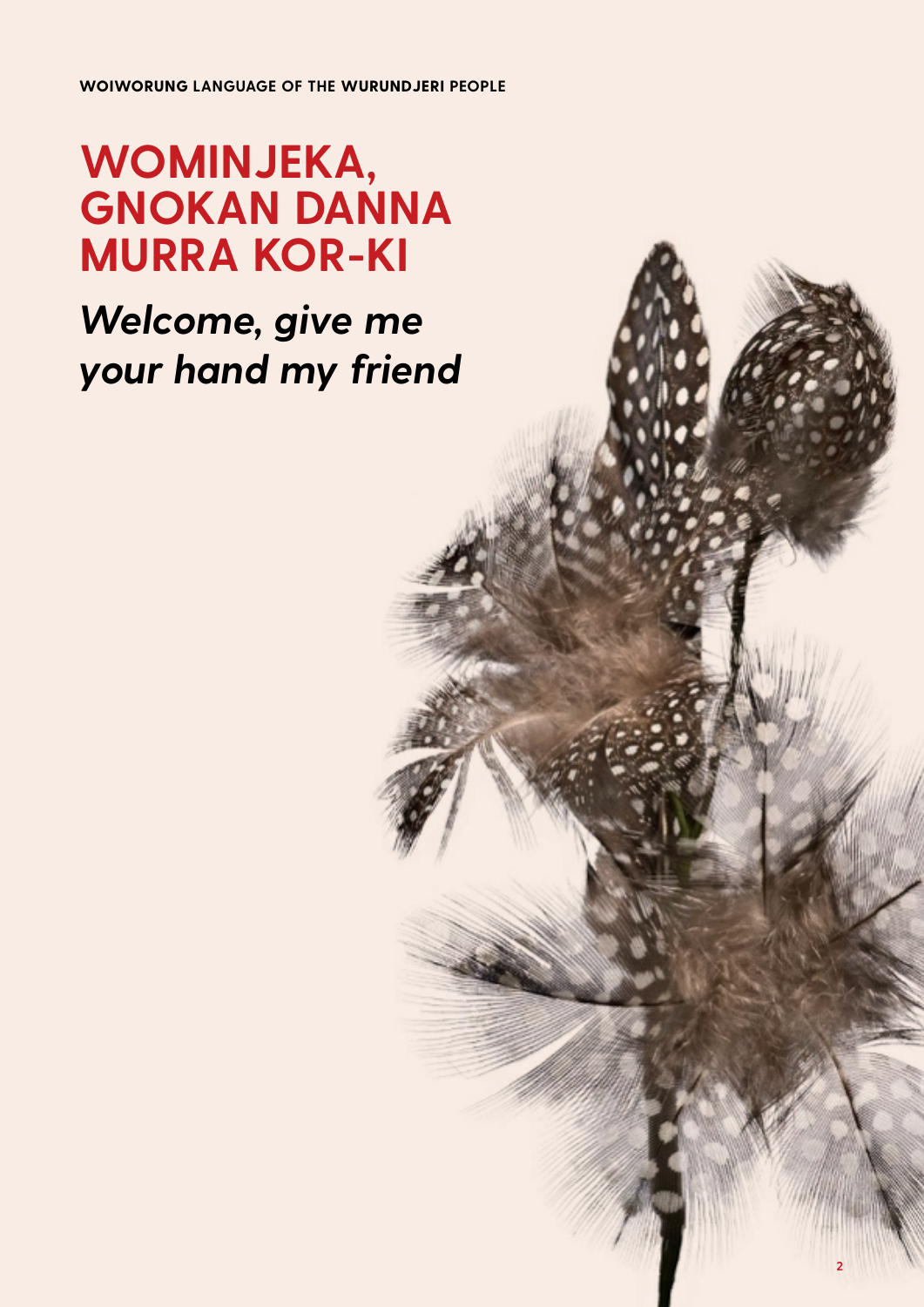**WOIWORUNG LANGUAGE OF THE WURUNDJERI PEOPLE**

# WOMINJEKA, GNOKAN DANNA MURRA KOR-KI

## *Welcome, give me your hand my friend*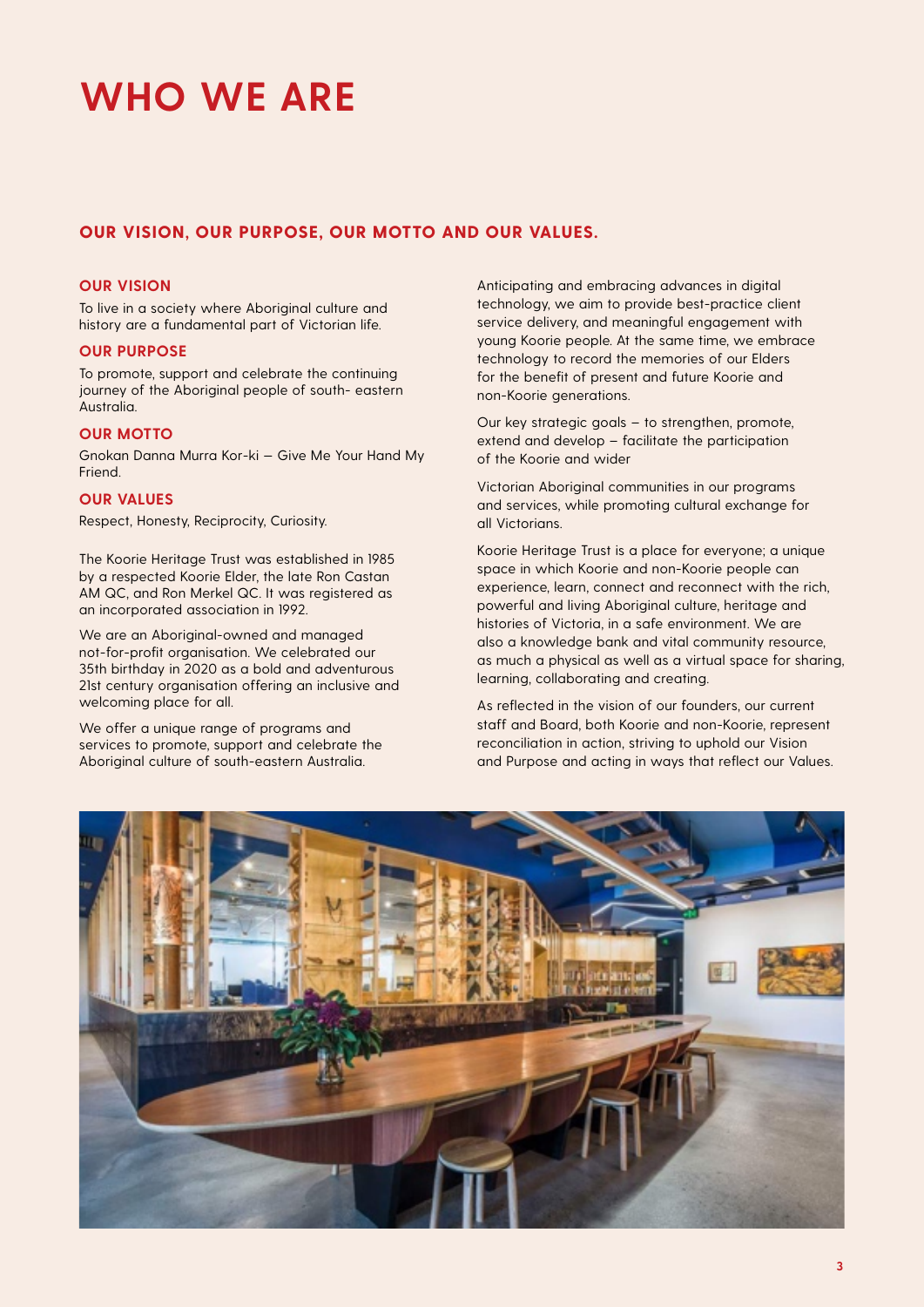# WHO WE ARE

## OUR VISION, OUR PURPOSE, OUR MOTTO AND OUR VALUES.

### OUR VISION

To live in a society where Aboriginal culture and history are a fundamental part of Victorian life.

### OUR PURPOSE

To promote, support and celebrate the continuing journey of the Aboriginal people of south- eastern Australia.

### OUR MOTTO

Gnokan Danna Murra Kor-ki – Give Me Your Hand My Friend.

### OUR VALUES

Respect, Honesty, Reciprocity, Curiosity.

The Koorie Heritage Trust was established in 1985 by a respected Koorie Elder, the late Ron Castan AM QC, and Ron Merkel QC. It was registered as an incorporated association in 1992.

We are an Aboriginal-owned and managed not-for-profit organisation. We celebrated our 35th birthday in 2020 as a bold and adventurous 21st century organisation offering an inclusive and welcoming place for all.

We offer a unique range of programs and services to promote, support and celebrate the Aboriginal culture of south-eastern Australia.

Anticipating and embracing advances in digital technology, we aim to provide best-practice client service delivery, and meaningful engagement with young Koorie people. At the same time, we embrace technology to record the memories of our Elders for the benefit of present and future Koorie and non-Koorie generations.

Our key strategic goals – to strengthen, promote, extend and develop – facilitate the participation of the Koorie and wider

Victorian Aboriginal communities in our programs and services, while promoting cultural exchange for all Victorians.

Koorie Heritage Trust is a place for everyone; a unique space in which Koorie and non-Koorie people can experience, learn, connect and reconnect with the rich, powerful and living Aboriginal culture, heritage and histories of Victoria, in a safe environment. We are also a knowledge bank and vital community resource, as much a physical as well as a virtual space for sharing, learning, collaborating and creating.

As reflected in the vision of our founders, our current staff and Board, both Koorie and non-Koorie, represent reconciliation in action, striving to uphold our Vision and Purpose and acting in ways that reflect our Values.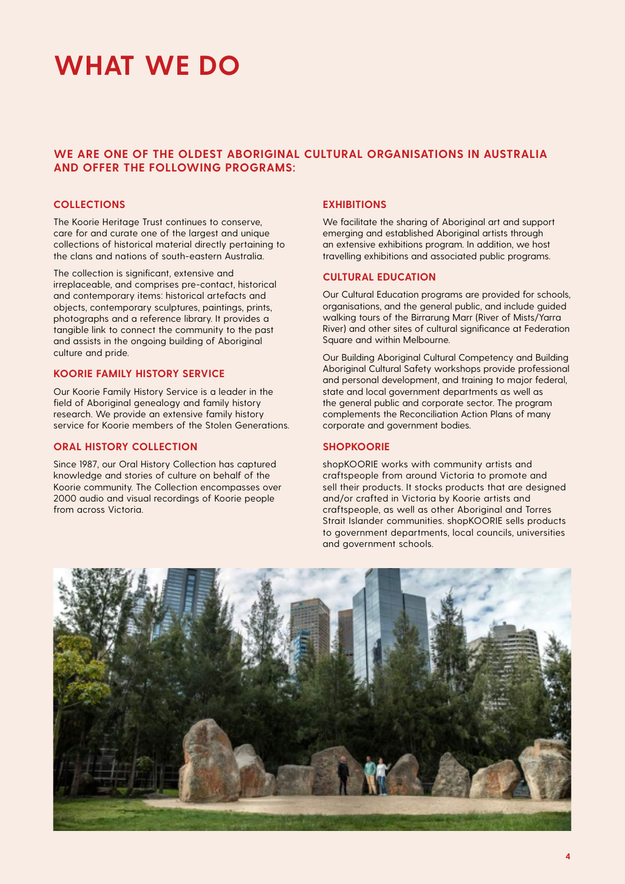# WHAT WE DO

## WE ARE ONE OF THE OLDEST ABORIGINAL CULTURAL ORGANISATIONS IN AUSTRALIA AND OFFER THE FOLLOWING PROGRAMS:

### COLLECTIONS

The Koorie Heritage Trust continues to conserve, care for and curate one of the largest and unique collections of historical material directly pertaining to the clans and nations of south-eastern Australia.

The collection is significant, extensive and irreplaceable, and comprises pre-contact, historical and contemporary items: historical artefacts and objects, contemporary sculptures, paintings, prints, photographs and a reference library. It provides a tangible link to connect the community to the past and assists in the ongoing building of Aboriginal culture and pride.

### KOORIE FAMILY HISTORY SERVICE

Our Koorie Family History Service is a leader in the field of Aboriginal genealogy and family history research. We provide an extensive family history service for Koorie members of the Stolen Generations.

### ORAL HISTORY COLLECTION

Since 1987, our Oral History Collection has captured knowledge and stories of culture on behalf of the Koorie community. The Collection encompasses over 2000 audio and visual recordings of Koorie people from across Victoria.

### EXHIBITIONS

We facilitate the sharing of Aboriginal art and support emerging and established Aboriginal artists through an extensive exhibitions program. In addition, we host travelling exhibitions and associated public programs.

### CULTURAL EDUCATION

Our Cultural Education programs are provided for schools, organisations, and the general public, and include guided walking tours of the Birrarung Marr (River of Mists/Yarra River) and other sites of cultural significance at Federation Square and within Melbourne.

Our Building Aboriginal Cultural Competency and Building Aboriginal Cultural Safety workshops provide professional and personal development, and training to major federal, state and local government departments as well as the general public and corporate sector. The program complements the Reconciliation Action Plans of many corporate and government bodies.

### SHOPKOORIE

shopKOORIE works with community artists and craftspeople from around Victoria to promote and sell their products. It stocks products that are designed and/or crafted in Victoria by Koorie artists and craftspeople, as well as other Aboriginal and Torres Strait Islander communities. shopKOORIE sells products to government departments, local councils, universities and government schools.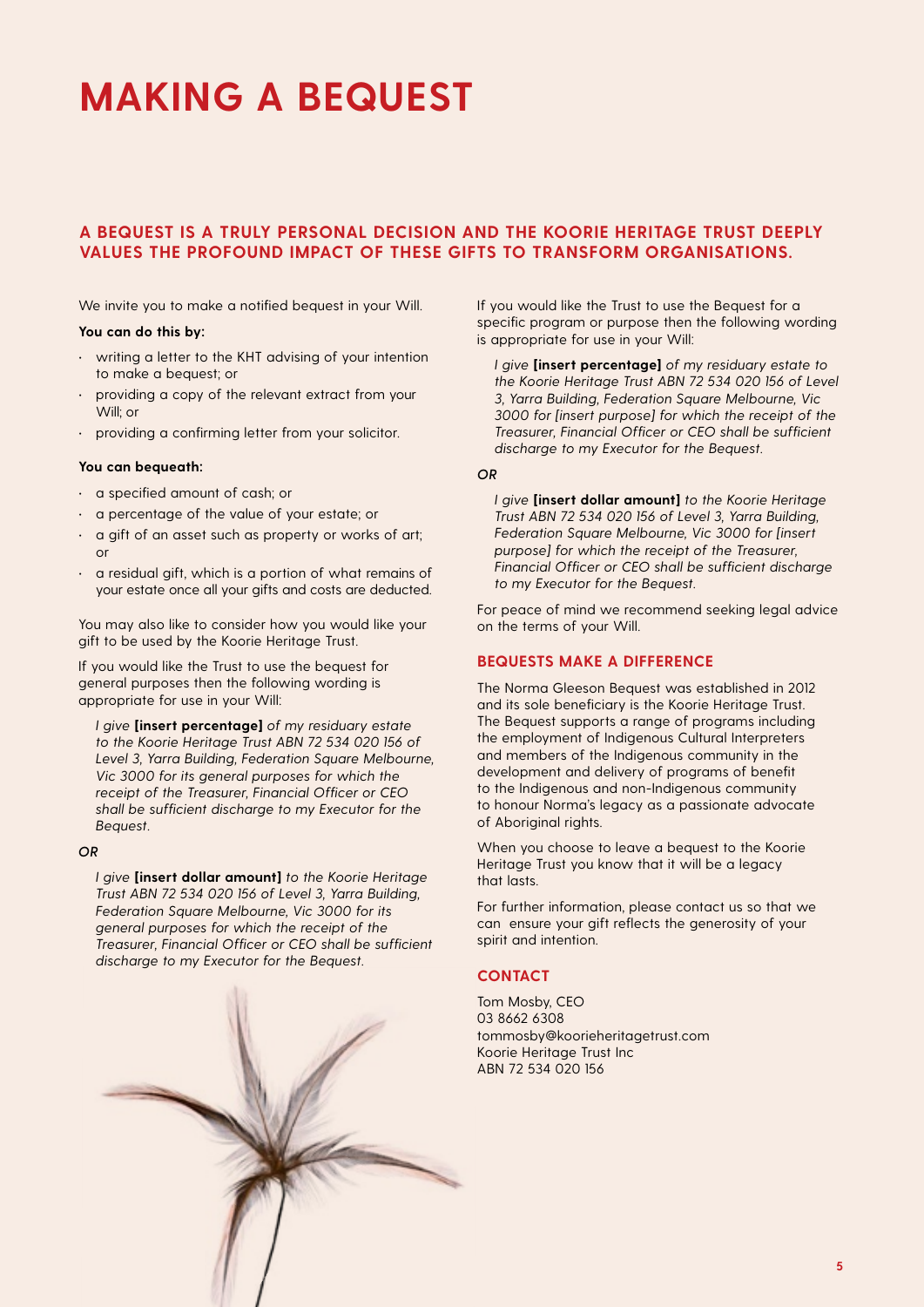# MAKING A BEQUEST

### A BEQUEST IS A TRULY PERSONAL DECISION AND THE KOORIE HERITAGE TRUST DEEPLY VALUES THE PROFOUND IMPACT OF THESE GIFTS TO TRANSFORM ORGANISATIONS.

We invite you to make a notified bequest in your Will.

**You can do this by:**

- writing a letter to the KHT advising of your intention to make a bequest; or
- providing a copy of the relevant extract from your Will; or
- providing a confirming letter from your solicitor.

**You can bequeath:**

- a specified amount of cash; or
- a percentage of the value of your estate; or
- a gift of an asset such as property or works of art; or
- a residual gift, which is a portion of what remains of your estate once all your gifts and costs are deducted.

You may also like to consider how you would like your gift to be used by the Koorie Heritage Trust.

If you would like the Trust to use the bequest for general purposes then the following wording is appropriate for use in your Will:

> *I give* **[insert percentage]** *of my residuary estate to the Koorie Heritage Trust ABN 72 534 020 156 of Level 3, Yarra Building, Federation Square Melbourne, Vic 3000 for its general purposes for which the receipt of the Treasurer, Financial Officer or CEO shall be sufficient discharge to my Executor for the Bequest.*

*OR*

> *I give* **[insert dollar amount]** *to the Koorie Heritage Trust ABN 72 534 020 156 of Level 3, Yarra Building, Federation Square Melbourne, Vic 3000 for its general purposes for which the receipt of the Treasurer, Financial Officer or CEO shall be sufficient discharge to my Executor for the Bequest.*

If you would like the Trust to use the Bequest for a specific program or purpose then the following wording is appropriate for use in your Will:

> *I give* **[insert percentage]** *of my residuary estate to the Koorie Heritage Trust ABN 72 534 020 156 of Level 3, Yarra Building, Federation Square Melbourne, Vic 3000 for [insert purpose] for which the receipt of the Treasurer, Financial Officer or CEO shall be sufficient discharge to my Executor for the Bequest.*

*OR*

> *I give* **[insert dollar amount]** *to the Koorie Heritage Trust ABN 72 534 020 156 of Level 3, Yarra Building, Federation Square Melbourne, Vic 3000 for [insert purpose] for which the receipt of the Treasurer, Financial Officer or CEO shall be sufficient discharge to my Executor for the Bequest.*

For peace of mind we recommend seeking legal advice on the terms of your Will.

## BEQUESTS MAKE A DIFFERENCE

The Norma Gleeson Bequest was established in 2012 and its sole beneficiary is the Koorie Heritage Trust. The Bequest supports a range of programs including the employment of Indigenous Cultural Interpreters and members of the Indigenous community in the development and delivery of programs of benefit to the Indigenous and non-Indigenous community to honour Norma's legacy as a passionate advocate of Aboriginal rights.

When you choose to leave a bequest to the Koorie Heritage Trust you know that it will be a legacy that lasts.

For further information, please contact us so that we can ensure your gift reflects the generosity of your spirit and intention.

## CONTACT

Tom Mosby, CEO
03 8662 6308
tommosby@koorieheritagetrust.com
Koorie Heritage Trust Inc
ABN 72 534 020 156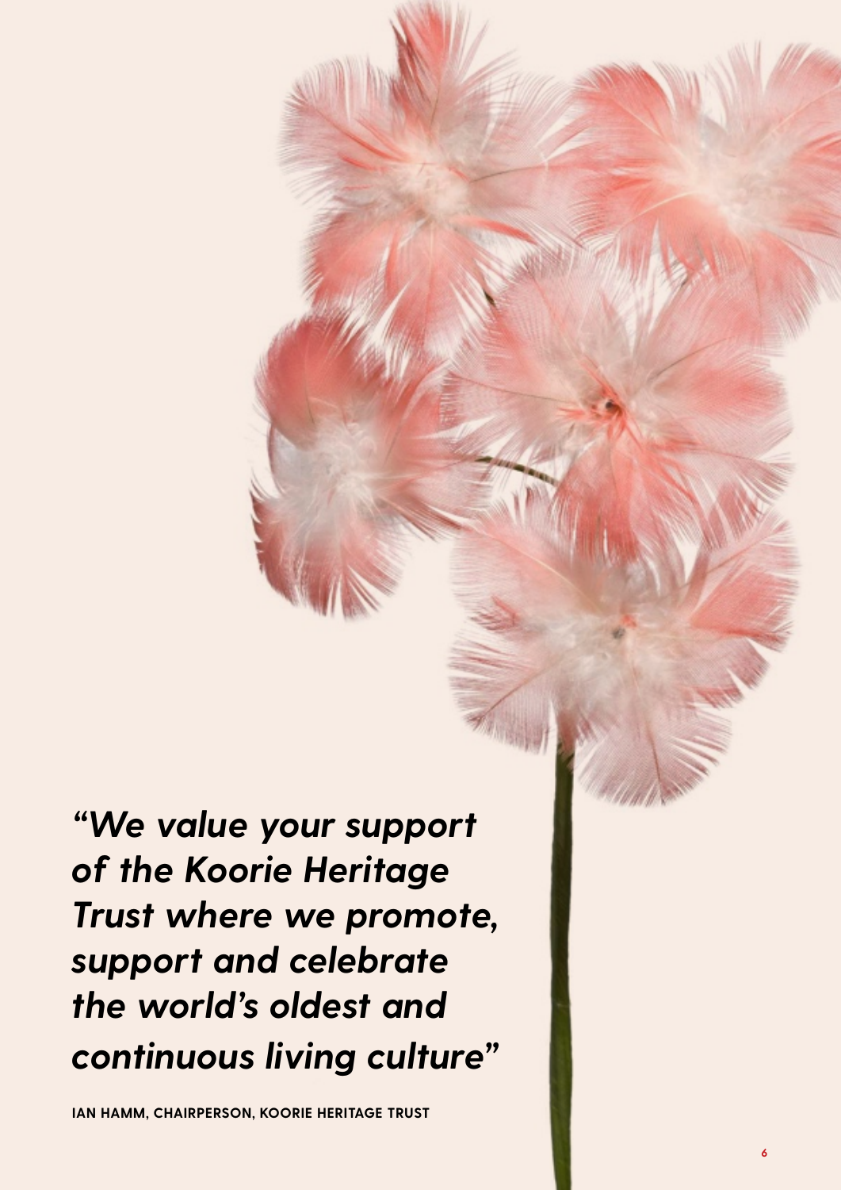*“We value your support of the Koorie Heritage Trust where we promote, support and celebrate the world’s oldest and continuous living culture”*

**IAN HAMM, CHAIRPERSON, KOORIE HERITAGE TRUST**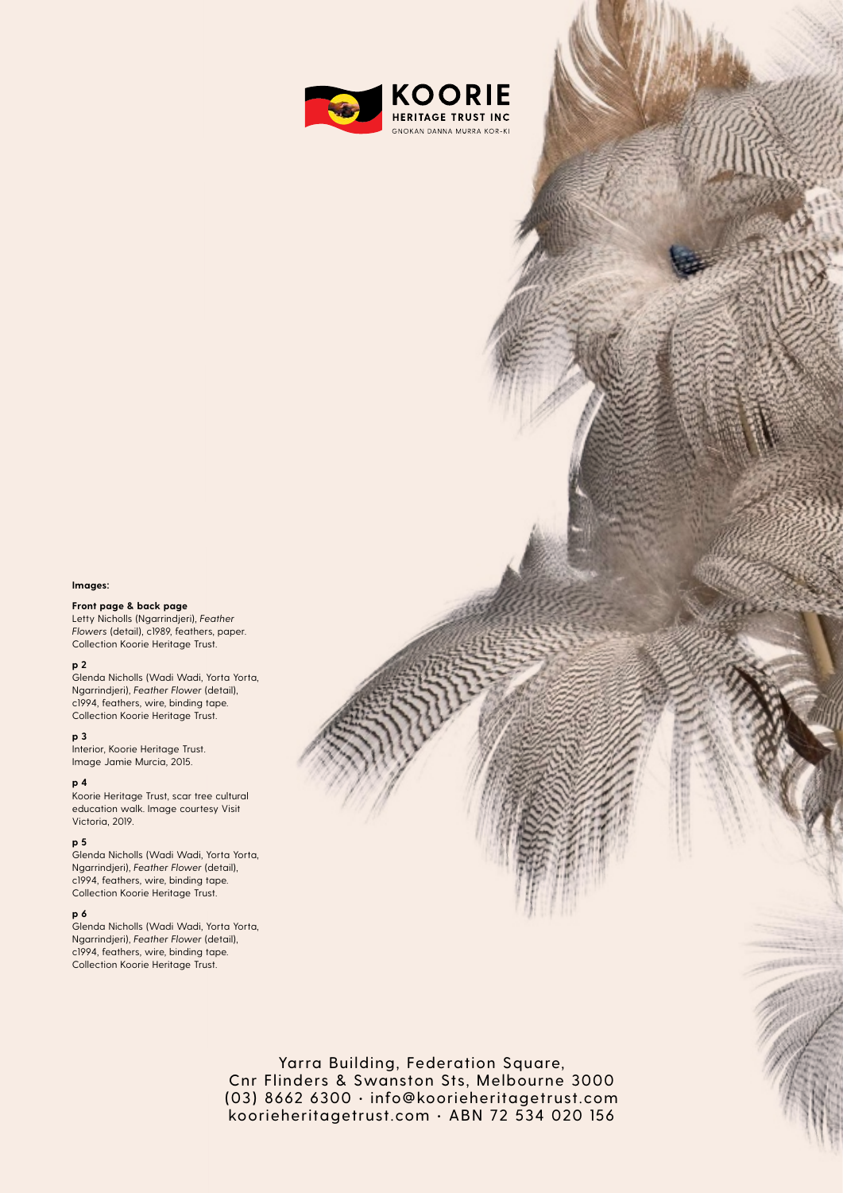KOORIE HERITAGE TRUST INC

GNOKAN DANNA MURRA KOR-KI

**Images:**

**Front page & back page**
Letty Nicholls (Ngarrindjeri), *Feather Flowers* (detail), c1989, feathers, paper. Collection Koorie Heritage Trust.

**p 2**
Glenda Nicholls (Wadi Wadi, Yorta Yorta, Ngarrindjeri), *Feather Flower* (detail), c1994, feathers, wire, binding tape. Collection Koorie Heritage Trust.

**p 3**
Interior, Koorie Heritage Trust. Image Jamie Murcia, 2015.

**p 4**
Koorie Heritage Trust, scar tree cultural education walk. Image courtesy Visit Victoria, 2019.

**p 5**
Glenda Nicholls (Wadi Wadi, Yorta Yorta, Ngarrindjeri), *Feather Flower* (detail), c1994, feathers, wire, binding tape. Collection Koorie Heritage Trust.

**p 6**
Glenda Nicholls (Wadi Wadi, Yorta Yorta, Ngarrindjeri), *Feather Flower* (detail), c1994, feathers, wire, binding tape. Collection Koorie Heritage Trust.

Yarra Building, Federation Square,
Cnr Flinders & Swanston Sts, Melbourne 3000
(03) 8662 6300 · info@kooriehertiagetrust.com
koorieheritagetrust.com · ABN 72 534 020 156